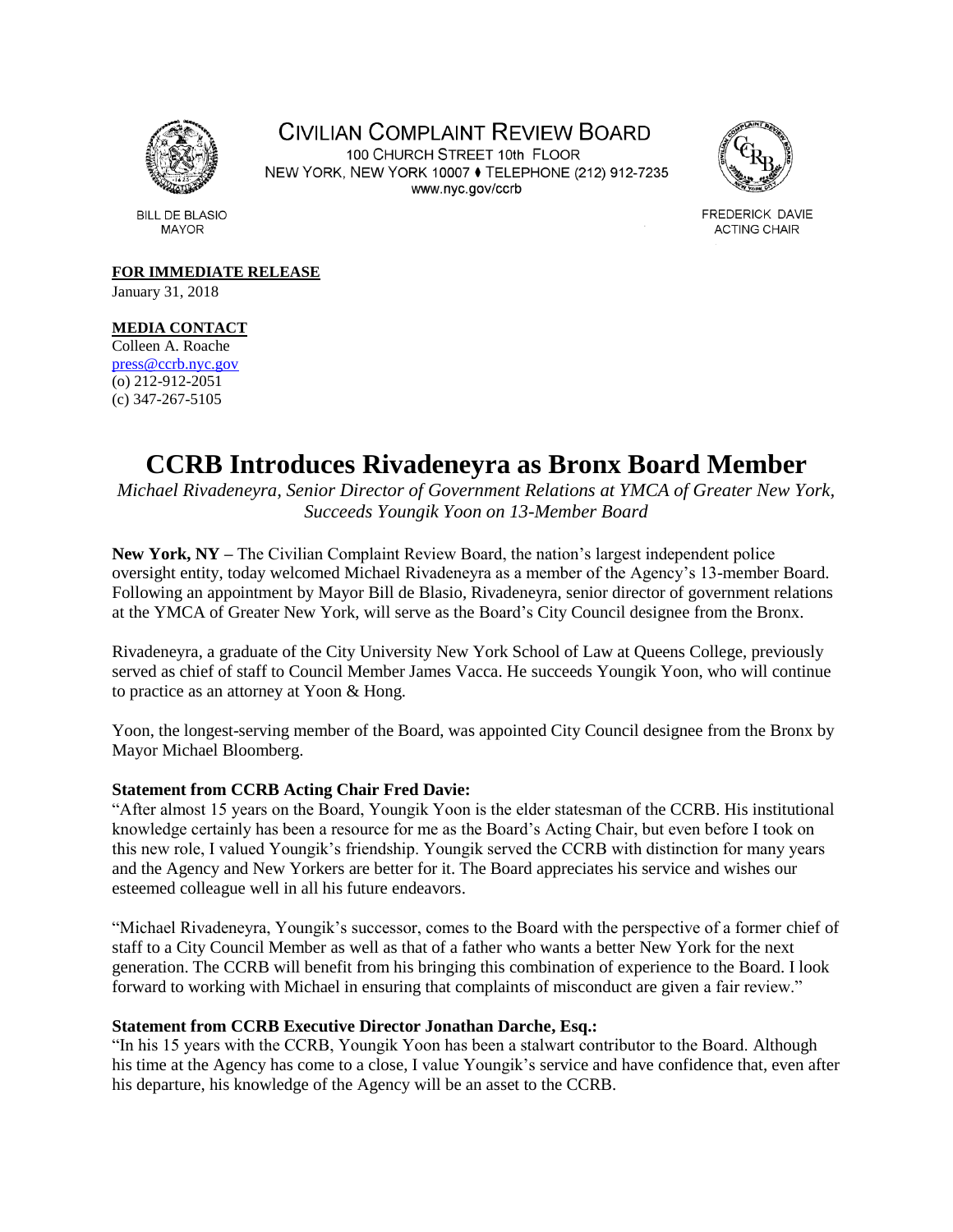CIVILIAN COMPLAINT REVIEW BOARD
100 CHURCH STREET 10th FLOOR
NEW YORK, NEW YORK 10007 ♦ TELEPHONE (212) 912-7235
www.nyc.gov/ccrb

BILL DE BLASIO
MAYOR

FREDERICK DAVIE
ACTING CHAIR

**FOR IMMEDIATE RELEASE**
January 31, 2018

**MEDIA CONTACT**
Colleen A. Roache
press@ccrb.nyc.gov
(o) 212-912-2051
(c) 347-267-5105

# CCRB Introduces Rivadeneyra as Bronx Board Member

*Michael Rivadeneyra, Senior Director of Government Relations at YMCA of Greater New York, Succeeds Youngik Yoon on 13-Member Board*

**New York, NY –** The Civilian Complaint Review Board, the nation's largest independent police oversight entity, today welcomed Michael Rivadeneyra as a member of the Agency's 13-member Board. Following an appointment by Mayor Bill de Blasio, Rivadeneyra, senior director of government relations at the YMCA of Greater New York, will serve as the Board's City Council designee from the Bronx.

Rivadeneyra, a graduate of the City University New York School of Law at Queens College, previously served as chief of staff to Council Member James Vacca. He succeeds Youngik Yoon, who will continue to practice as an attorney at Yoon & Hong.

Yoon, the longest-serving member of the Board, was appointed City Council designee from the Bronx by Mayor Michael Bloomberg.

**Statement from CCRB Acting Chair Fred Davie:**

"After almost 15 years on the Board, Youngik Yoon is the elder statesman of the CCRB. His institutional knowledge certainly has been a resource for me as the Board's Acting Chair, but even before I took on this new role, I valued Youngik's friendship. Youngik served the CCRB with distinction for many years and the Agency and New Yorkers are better for it. The Board appreciates his service and wishes our esteemed colleague well in all his future endeavors.

"Michael Rivadeneyra, Youngik's successor, comes to the Board with the perspective of a former chief of staff to a City Council Member as well as that of a father who wants a better New York for the next generation. The CCRB will benefit from his bringing this combination of experience to the Board. I look forward to working with Michael in ensuring that complaints of misconduct are given a fair review."

**Statement from CCRB Executive Director Jonathan Darche, Esq.:**

"In his 15 years with the CCRB, Youngik Yoon has been a stalwart contributor to the Board. Although his time at the Agency has come to a close, I value Youngik's service and have confidence that, even after his departure, his knowledge of the Agency will be an asset to the CCRB.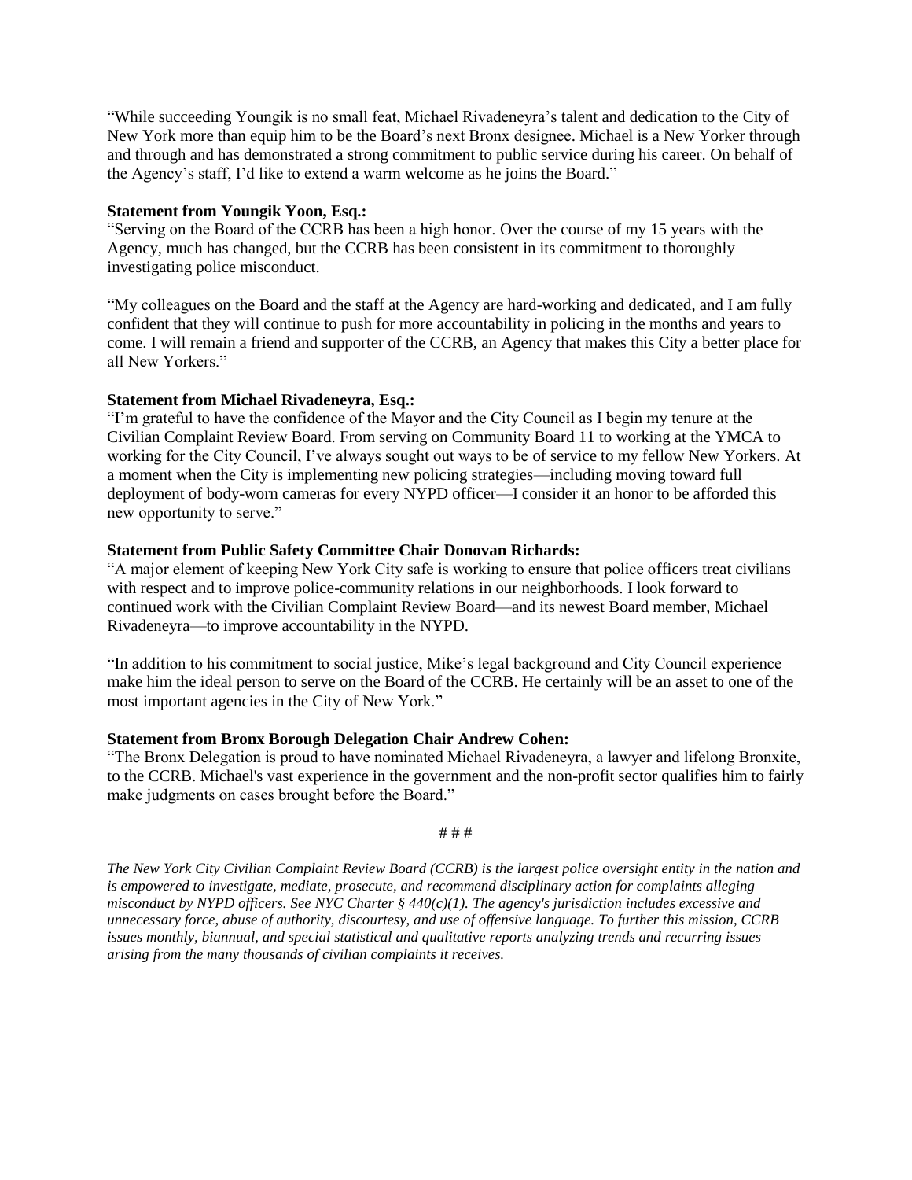"While succeeding Youngik is no small feat, Michael Rivadeneyra's talent and dedication to the City of New York more than equip him to be the Board's next Bronx designee. Michael is a New Yorker through and through and has demonstrated a strong commitment to public service during his career. On behalf of the Agency's staff, I'd like to extend a warm welcome as he joins the Board."

**Statement from Youngik Yoon, Esq.:**
"Serving on the Board of the CCRB has been a high honor. Over the course of my 15 years with the Agency, much has changed, but the CCRB has been consistent in its commitment to thoroughly investigating police misconduct.

"My colleagues on the Board and the staff at the Agency are hard-working and dedicated, and I am fully confident that they will continue to push for more accountability in policing in the months and years to come. I will remain a friend and supporter of the CCRB, an Agency that makes this City a better place for all New Yorkers."

**Statement from Michael Rivadeneyra, Esq.:**
"I'm grateful to have the confidence of the Mayor and the City Council as I begin my tenure at the Civilian Complaint Review Board. From serving on Community Board 11 to working at the YMCA to working for the City Council, I've always sought out ways to be of service to my fellow New Yorkers. At a moment when the City is implementing new policing strategies—including moving toward full deployment of body-worn cameras for every NYPD officer—I consider it an honor to be afforded this new opportunity to serve."

**Statement from Public Safety Committee Chair Donovan Richards:**
"A major element of keeping New York City safe is working to ensure that police officers treat civilians with respect and to improve police-community relations in our neighborhoods. I look forward to continued work with the Civilian Complaint Review Board—and its newest Board member, Michael Rivadeneyra—to improve accountability in the NYPD.

"In addition to his commitment to social justice, Mike's legal background and City Council experience make him the ideal person to serve on the Board of the CCRB. He certainly will be an asset to one of the most important agencies in the City of New York."

**Statement from Bronx Borough Delegation Chair Andrew Cohen:**
"The Bronx Delegation is proud to have nominated Michael Rivadeneyra, a lawyer and lifelong Bronxite, to the CCRB. Michael's vast experience in the government and the non-profit sector qualifies him to fairly make judgments on cases brought before the Board."

# # #

*The New York City Civilian Complaint Review Board (CCRB) is the largest police oversight entity in the nation and is empowered to investigate, mediate, prosecute, and recommend disciplinary action for complaints alleging misconduct by NYPD officers. See NYC Charter § 440(c)(1). The agency's jurisdiction includes excessive and unnecessary force, abuse of authority, discourtesy, and use of offensive language. To further this mission, CCRB issues monthly, biannual, and special statistical and qualitative reports analyzing trends and recurring issues arising from the many thousands of civilian complaints it receives.*